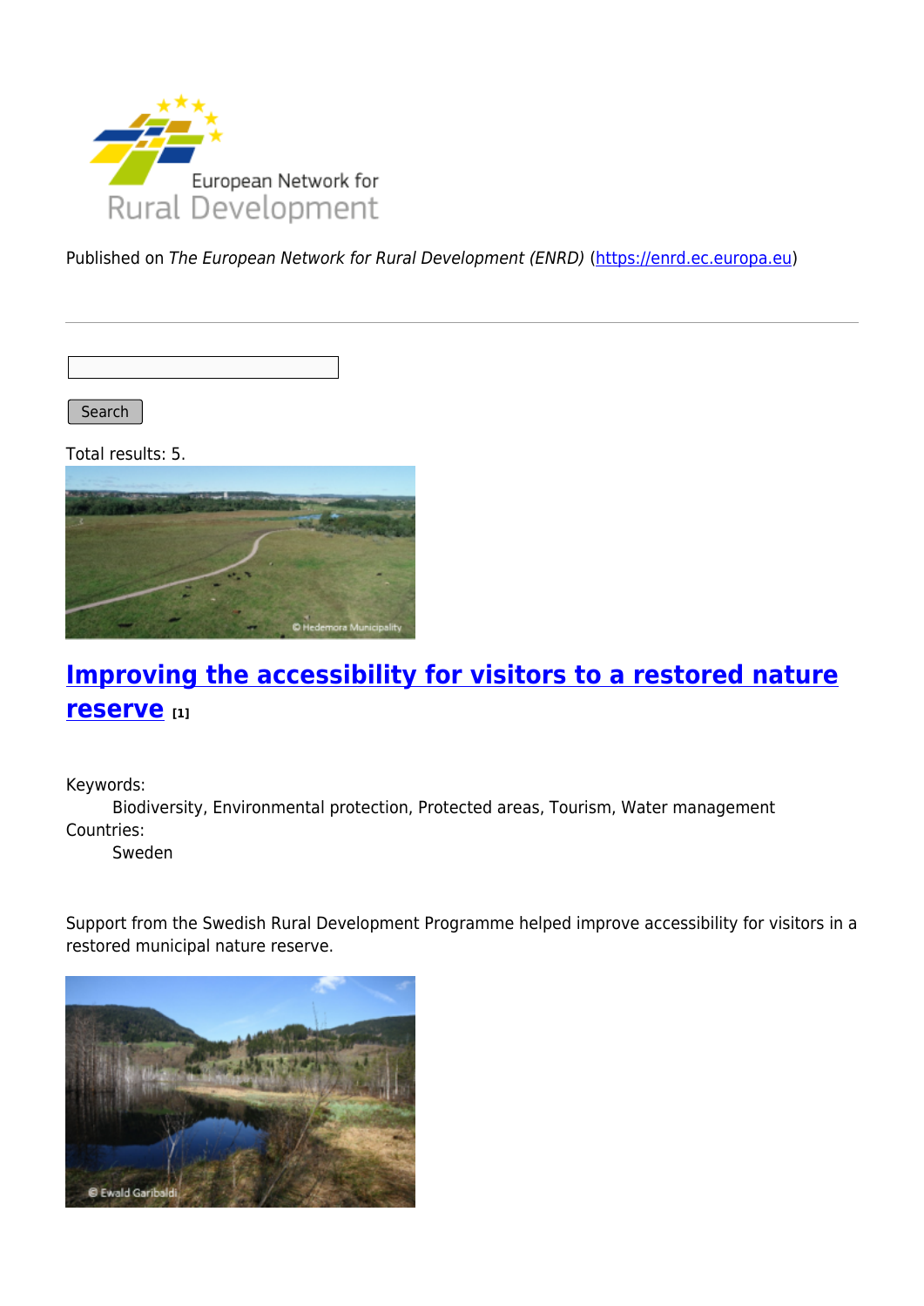European Network for Rural Development

Published on *The European Network for Rural Development (ENRD)* (https://enrd.ec.europa.eu)

Search

Total results: 5.

## Improving the accessibility for visitors to a restored nature reserve [1]

Keywords:
: Biodiversity, Environmental protection, Protected areas, Tourism, Water management

Countries:
: Sweden

Support from the Swedish Rural Development Programme helped improve accessibility for visitors in a restored municipal nature reserve.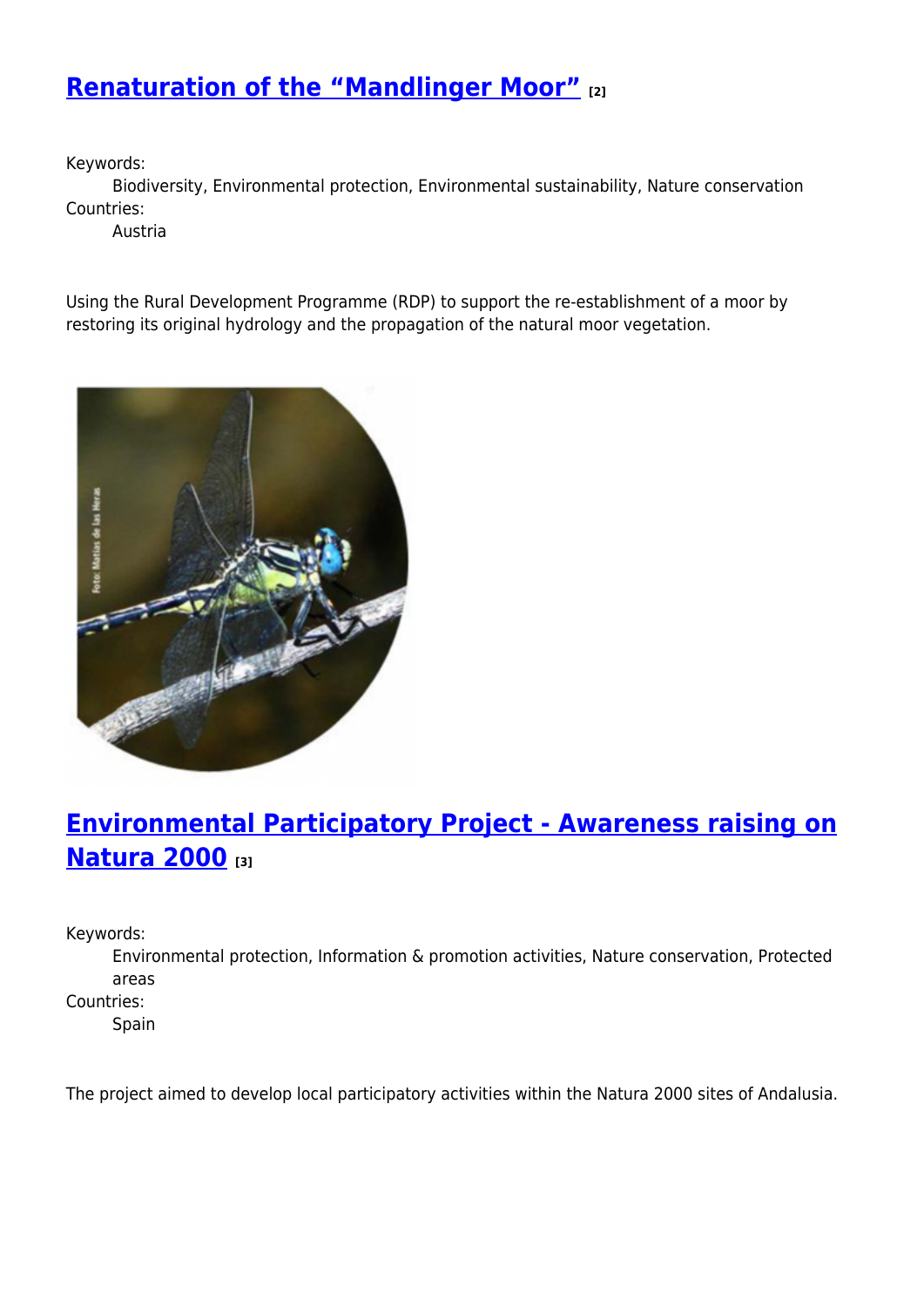## Renaturation of the “Mandlinger Moor” [2]

Keywords:
Biodiversity, Environmental protection, Environmental sustainability, Nature conservation

Countries:
Austria

Using the Rural Development Programme (RDP) to support the re-establishment of a moor by restoring its original hydrology and the propagation of the natural moor vegetation.

## Environmental Participatory Project - Awareness raising on Natura 2000 [3]

Keywords:
Environmental protection, Information & promotion activities, Nature conservation, Protected areas

Countries:
Spain

The project aimed to develop local participatory activities within the Natura 2000 sites of Andalusia.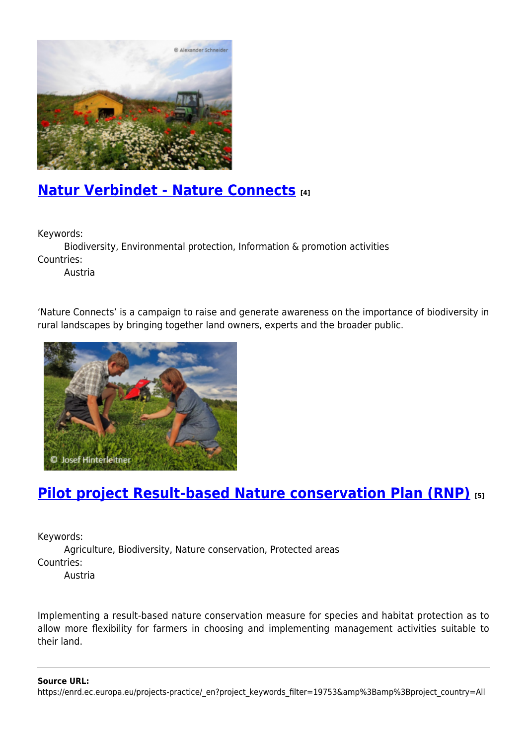## Natur Verbindet - Nature Connects [4]

Keywords:
Biodiversity, Environmental protection, Information & promotion activities

Countries:
Austria

'Nature Connects' is a campaign to raise and generate awareness on the importance of biodiversity in rural landscapes by bringing together land owners, experts and the broader public.

## Pilot project Result-based Nature conservation Plan (RNP) [5]

Keywords:
Agriculture, Biodiversity, Nature conservation, Protected areas

Countries:
Austria

Implementing a result-based nature conservation measure for species and habitat protection as to allow more flexibility for farmers in choosing and implementing management activities suitable to their land.

---

**Source URL:** https://enrd.ec.europa.eu/projects-practice/_en?project_keywords_filter=19753&amp%3Bamp%3Bproject_country=All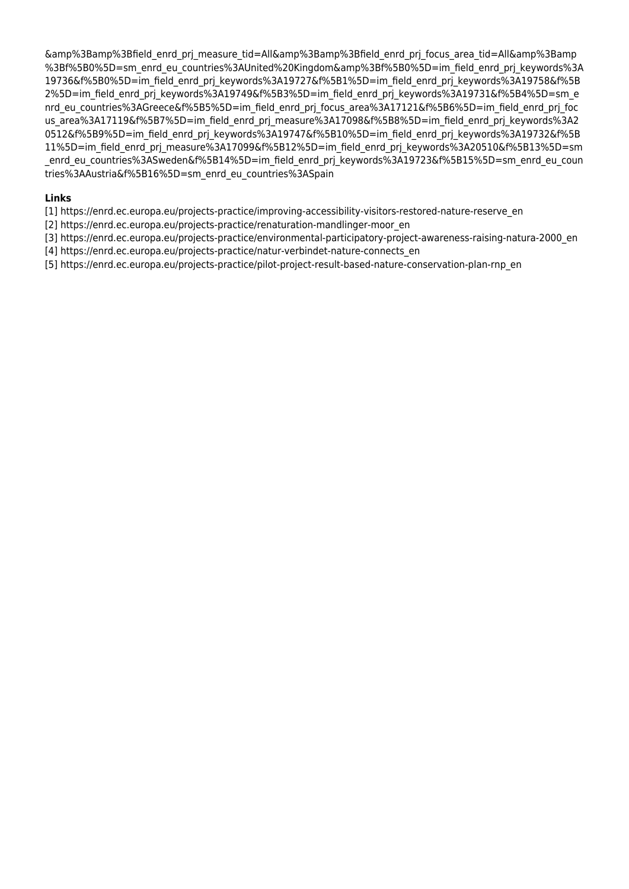&amp%3Bamp%3Bfield_enrd_prj_measure_tid=All&amp%3Bamp%3Bfield_enrd_prj_focus_area_tid=All&amp%3Bamp%3Bf%5B0%5D=sm_enrd_eu_countries%3AUnited%20Kingdom&amp%3Bf%5B0%5D=im_field_enrd_prj_keywords%3A19736&f%5B0%5D=im_field_enrd_prj_keywords%3A19727&f%5B1%5D=im_field_enrd_prj_keywords%3A19758&f%5B2%5D=im_field_enrd_prj_keywords%3A19749&f%5B3%5D=im_field_enrd_prj_keywords%3A19731&f%5B4%5D=sm_enrd_eu_countries%3AGreece&f%5B5%5D=im_field_enrd_prj_focus_area%3A17121&f%5B6%5D=im_field_enrd_prj_focus_area%3A17119&f%5B7%5D=im_field_enrd_prj_measure%3A17098&f%5B8%5D=im_field_enrd_prj_keywords%3A20512&f%5B9%5D=im_field_enrd_prj_keywords%3A19747&f%5B10%5D=im_field_enrd_prj_keywords%3A19732&f%5B11%5D=im_field_enrd_prj_measure%3A17099&f%5B12%5D=im_field_enrd_prj_keywords%3A20510&f%5B13%5D=sm_enrd_eu_countries%3ASweden&f%5B14%5D=im_field_enrd_prj_keywords%3A19723&f%5B15%5D=sm_enrd_eu_countries%3AAustria&f%5B16%5D=sm_enrd_eu_countries%3ASpain

**Links**

[1] https://enrd.ec.europa.eu/projects-practice/improving-accessibility-visitors-restored-nature-reserve_en
[2] https://enrd.ec.europa.eu/projects-practice/renaturation-mandlinger-moor_en
[3] https://enrd.ec.europa.eu/projects-practice/environmental-participatory-project-awareness-raising-natura-2000_en
[4] https://enrd.ec.europa.eu/projects-practice/natur-verbindet-nature-connects_en
[5] https://enrd.ec.europa.eu/projects-practice/pilot-project-result-based-nature-conservation-plan-rnp_en